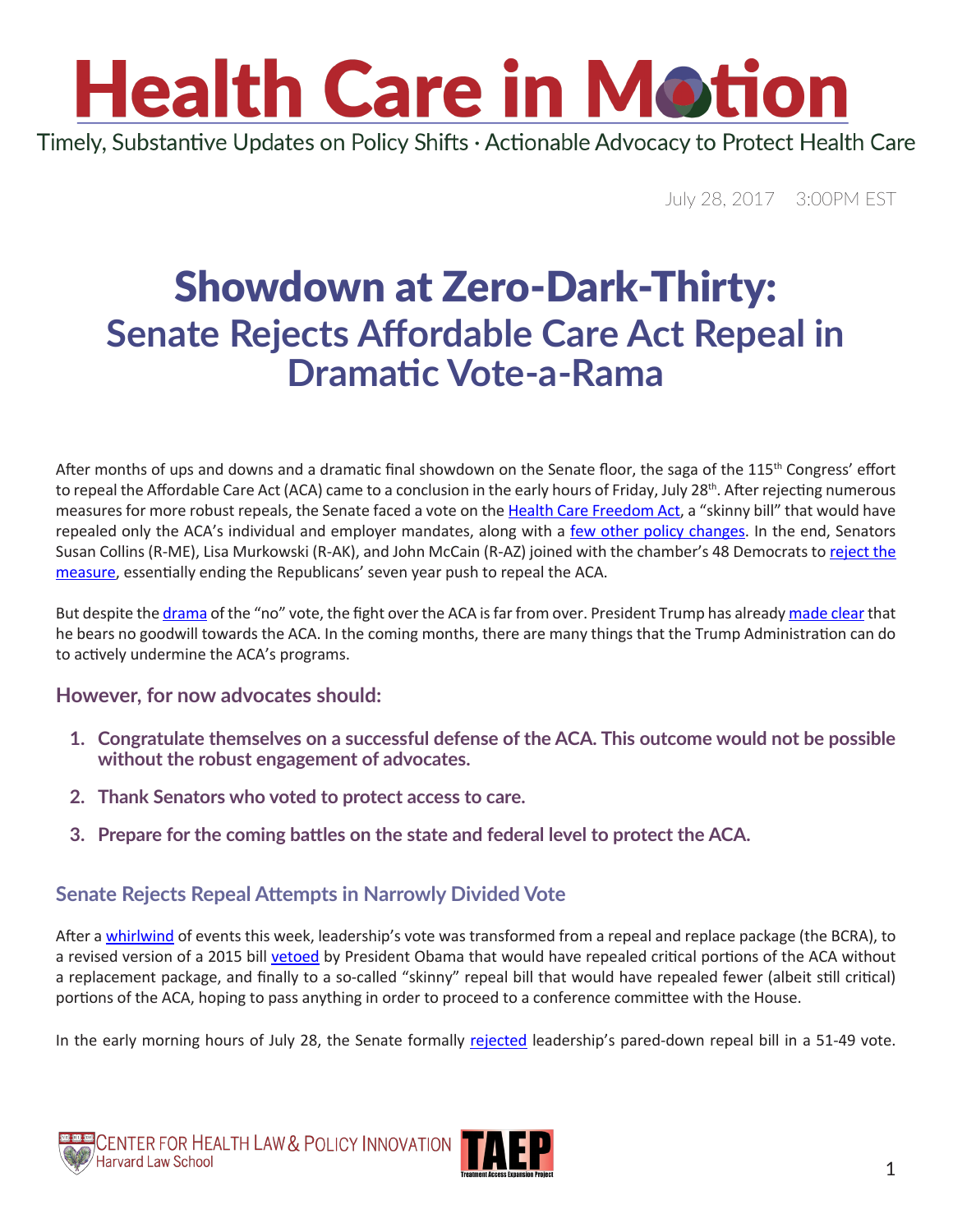# Health Care in Motion

Timely, Substantive Updates on Policy Shifts · Actionable Advocacy to Protect Health Care

July 28, 2017 3:00PM EST

# Showdown at Zero-Dark-Thirty:
## Senate Rejects Affordable Care Act Repeal in Dramatic Vote-a-Rama

After months of ups and downs and a dramatic final showdown on the Senate floor, the saga of the 115th Congress' effort to repeal the Affordable Care Act (ACA) came to a conclusion in the early hours of Friday, July 28th. After rejecting numerous measures for more robust repeals, the Senate faced a vote on the Health Care Freedom Act, a "skinny bill" that would have repealed only the ACA's individual and employer mandates, along with a few other policy changes. In the end, Senators Susan Collins (R-ME), Lisa Murkowski (R-AK), and John McCain (R-AZ) joined with the chamber's 48 Democrats to reject the measure, essentially ending the Republicans' seven year push to repeal the ACA.

But despite the drama of the "no" vote, the fight over the ACA is far from over. President Trump has already made clear that he bears no goodwill towards the ACA. In the coming months, there are many things that the Trump Administration can do to actively undermine the ACA's programs.

### However, for now advocates should:

1. **Congratulate themselves on a successful defense of the ACA. This outcome would not be possible without the robust engagement of advocates.**
2. **Thank Senators who voted to protect access to care.**
3. **Prepare for the coming battles on the state and federal level to protect the ACA.**

### Senate Rejects Repeal Attempts in Narrowly Divided Vote

After a whirlwind of events this week, leadership's vote was transformed from a repeal and replace package (the BCRA), to a revised version of a 2015 bill vetoed by President Obama that would have repealed critical portions of the ACA without a replacement package, and finally to a so-called "skinny" repeal bill that would have repealed fewer (albeit still critical) portions of the ACA, hoping to pass anything in order to proceed to a conference committee with the House.

In the early morning hours of July 28, the Senate formally rejected leadership's pared-down repeal bill in a 51-49 vote.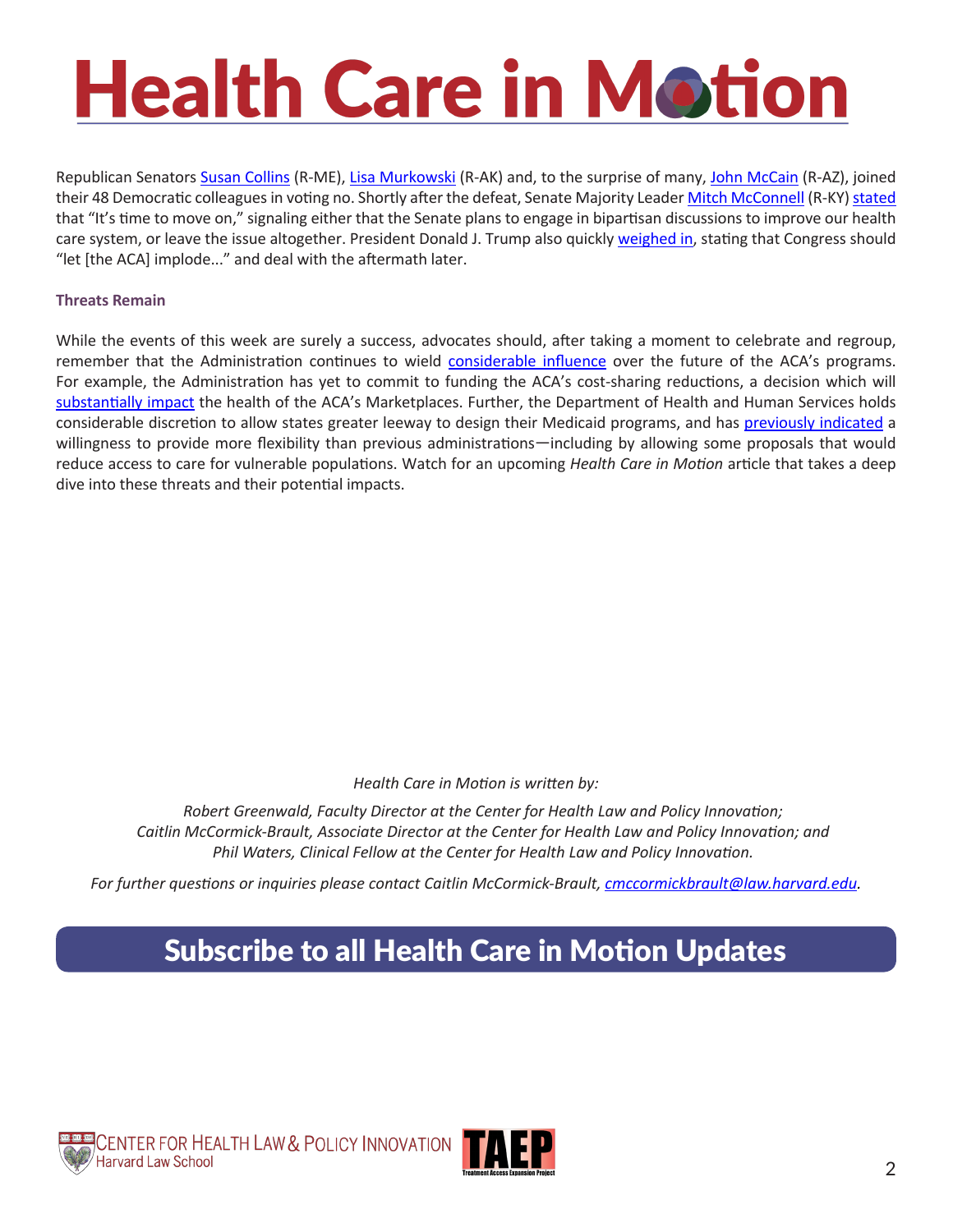# Health Care in Motion

Republican Senators Susan Collins (R-ME), Lisa Murkowski (R-AK) and, to the surprise of many, John McCain (R-AZ), joined their 48 Democratic colleagues in voting no. Shortly after the defeat, Senate Majority Leader Mitch McConnell (R-KY) stated that "It's time to move on," signaling either that the Senate plans to engage in bipartisan discussions to improve our health care system, or leave the issue altogether. President Donald J. Trump also quickly weighed in, stating that Congress should "let [the ACA] implode..." and deal with the aftermath later.

### Threats Remain

While the events of this week are surely a success, advocates should, after taking a moment to celebrate and regroup, remember that the Administration continues to wield considerable influence over the future of the ACA's programs. For example, the Administration has yet to commit to funding the ACA's cost-sharing reductions, a decision which will substantially impact the health of the ACA's Marketplaces. Further, the Department of Health and Human Services holds considerable discretion to allow states greater leeway to design their Medicaid programs, and has previously indicated a willingness to provide more flexibility than previous administrations—including by allowing some proposals that would reduce access to care for vulnerable populations. Watch for an upcoming *Health Care in Motion* article that takes a deep dive into these threats and their potential impacts.

*Health Care in Motion is written by:*

*Robert Greenwald, Faculty Director at the Center for Health Law and Policy Innovation;*
*Caitlin McCormick-Brault, Associate Director at the Center for Health Law and Policy Innovation; and*
*Phil Waters, Clinical Fellow at the Center for Health Law and Policy Innovation.*

*For further questions or inquiries please contact Caitlin McCormick-Brault, cmccormickbrault@law.harvard.edu.*

**Subscribe to all Health Care in Motion Updates**

Center for Health Law & Policy Innovation
Harvard Law School

TAEP
Treatment Access Expansion Project